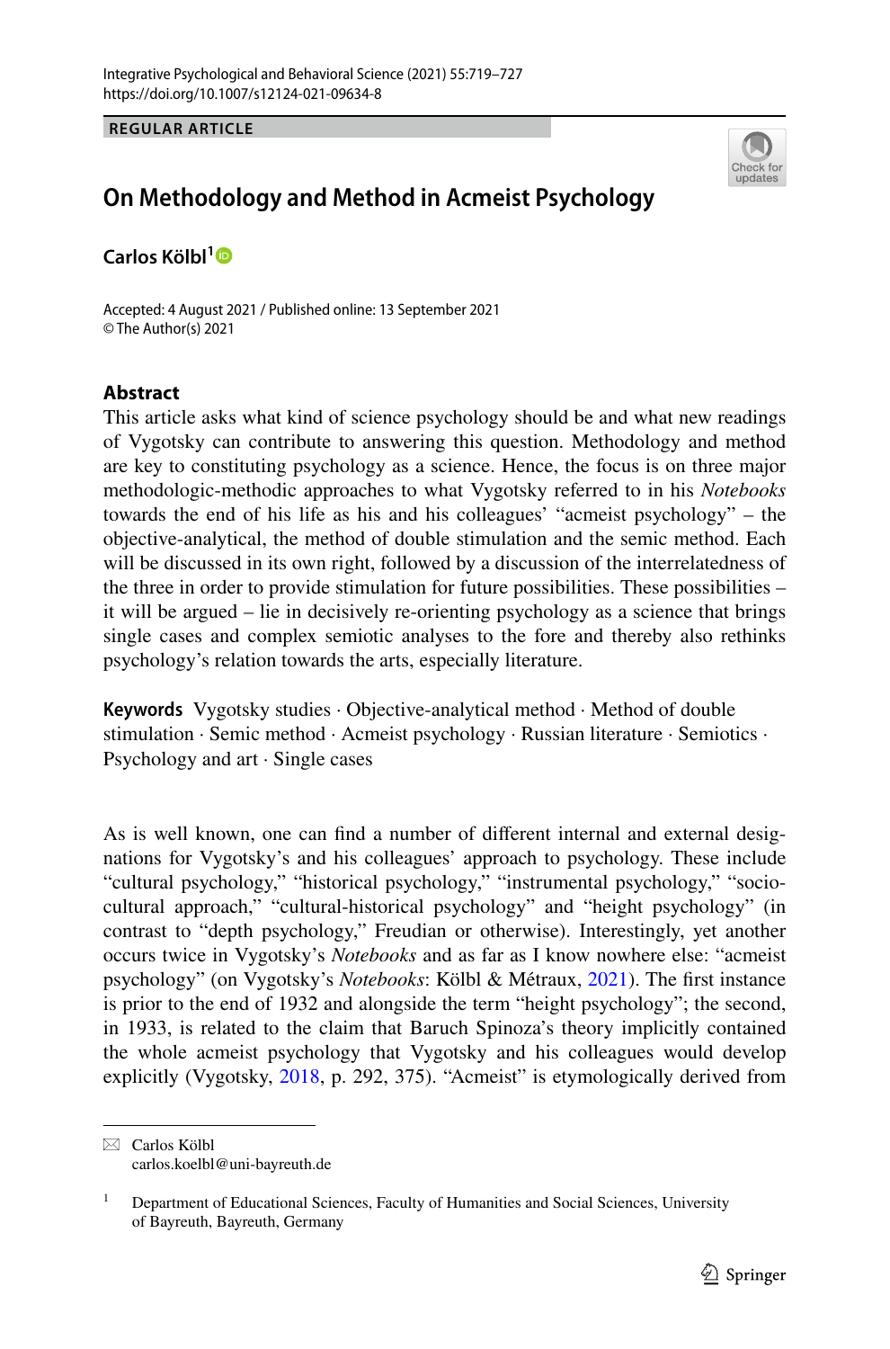REGULAR ARTICLE

# On Methodology and Method in Acmeist Psychology

**Carlos Kölbl**[1]

Accepted: 4 August 2021 / Published online: 13 September 2021
© The Author(s) 2021

## Abstract

This article asks what kind of science psychology should be and what new readings of Vygotsky can contribute to answering this question. Methodology and method are key to constituting psychology as a science. Hence, the focus is on three major methodologic-methodic approaches to what Vygotsky referred to in his *Notebooks* towards the end of his life as his and his colleagues' "acmeist psychology" – the objective-analytical, the method of double stimulation and the semic method. Each will be discussed in its own right, followed by a discussion of the interrelatedness of the three in order to provide stimulation for future possibilities. These possibilities – it will be argued – lie in decisively re-orienting psychology as a science that brings single cases and complex semiotic analyses to the fore and thereby also rethinks psychology's relation towards the arts, especially literature.

**Keywords** Vygotsky studies · Objective-analytical method · Method of double stimulation · Semic method · Acmeist psychology · Russian literature · Semiotics · Psychology and art · Single cases

As is well known, one can find a number of different internal and external designations for Vygotsky's and his colleagues' approach to psychology. These include "cultural psychology," "historical psychology," "instrumental psychology," "socio-cultural approach," "cultural-historical psychology" and "height psychology" (in contrast to "depth psychology," Freudian or otherwise). Interestingly, yet another occurs twice in Vygotsky's *Notebooks* and as far as I know nowhere else: "acmeist psychology" (on Vygotsky's *Notebooks*: Kölbl & Métraux, 2021). The first instance is prior to the end of 1932 and alongside the term "height psychology"; the second, in 1933, is related to the claim that Baruch Spinoza's theory implicitly contained the whole acmeist psychology that Vygotsky and his colleagues would develop explicitly (Vygotsky, 2018, p. 292, 375). "Acmeist" is etymologically derived from

---

✉ Carlos Kölbl
carlos.koelbl@uni-bayreuth.de

[1] Department of Educational Sciences, Faculty of Humanities and Social Sciences, University of Bayreuth, Bayreuth, Germany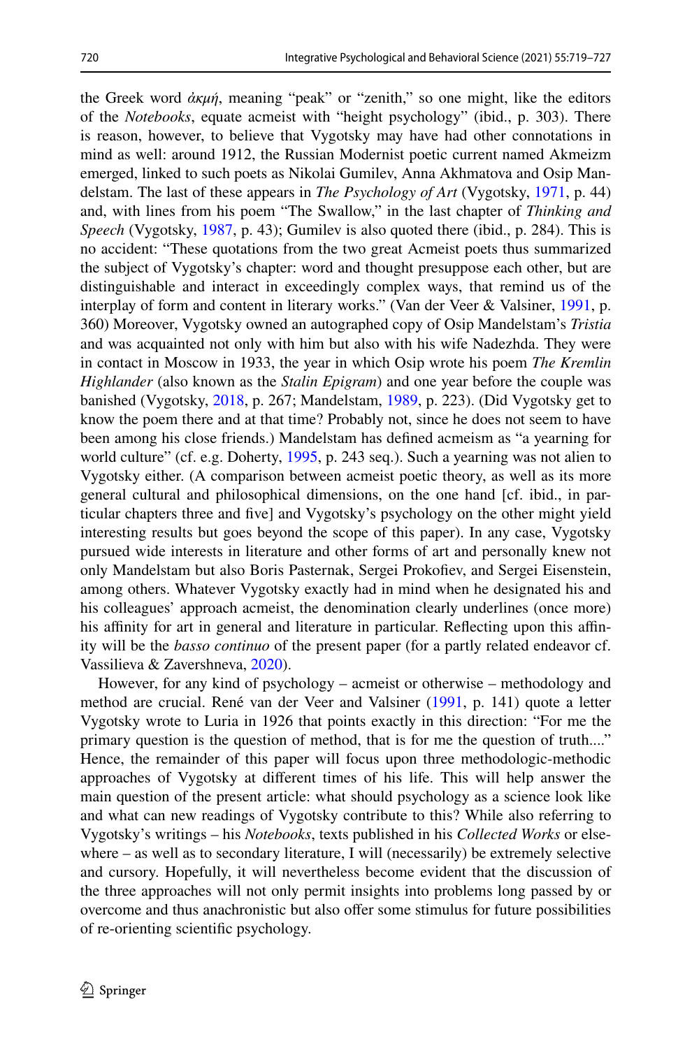the Greek word *ἀκμή*, meaning "peak" or "zenith," so one might, like the editors of the *Notebooks*, equate acmeist with "height psychology" (ibid., p. 303). There is reason, however, to believe that Vygotsky may have had other connotations in mind as well: around 1912, the Russian Modernist poetic current named Akmeizm emerged, linked to such poets as Nikolai Gumilev, Anna Akhmatova and Osip Mandelstam. The last of these appears in *The Psychology of Art* (Vygotsky, 1971, p. 44) and, with lines from his poem "The Swallow," in the last chapter of *Thinking and Speech* (Vygotsky, 1987, p. 43); Gumilev is also quoted there (ibid., p. 284). This is no accident: "These quotations from the two great Acmeist poets thus summarized the subject of Vygotsky's chapter: word and thought presuppose each other, but are distinguishable and interact in exceedingly complex ways, that remind us of the interplay of form and content in literary works." (Van der Veer & Valsiner, 1991, p. 360) Moreover, Vygotsky owned an autographed copy of Osip Mandelstam's *Tristia* and was acquainted not only with him but also with his wife Nadezhda. They were in contact in Moscow in 1933, the year in which Osip wrote his poem *The Kremlin Highlander* (also known as the *Stalin Epigram*) and one year before the couple was banished (Vygotsky, 2018, p. 267; Mandelstam, 1989, p. 223). (Did Vygotsky get to know the poem there and at that time? Probably not, since he does not seem to have been among his close friends.) Mandelstam has defined acmeism as "a yearning for world culture" (cf. e.g. Doherty, 1995, p. 243 seq.). Such a yearning was not alien to Vygotsky either. (A comparison between acmeist poetic theory, as well as its more general cultural and philosophical dimensions, on the one hand [cf. ibid., in particular chapters three and five] and Vygotsky's psychology on the other might yield interesting results but goes beyond the scope of this paper). In any case, Vygotsky pursued wide interests in literature and other forms of art and personally knew not only Mandelstam but also Boris Pasternak, Sergei Prokofiev, and Sergei Eisenstein, among others. Whatever Vygotsky exactly had in mind when he designated his and his colleagues' approach acmeist, the denomination clearly underlines (once more) his affinity for art in general and literature in particular. Reflecting upon this affinity will be the *basso continuo* of the present paper (for a partly related endeavor cf. Vassilieva & Zavershneva, 2020).

However, for any kind of psychology – acmeist or otherwise – methodology and method are crucial. René van der Veer and Valsiner (1991, p. 141) quote a letter Vygotsky wrote to Luria in 1926 that points exactly in this direction: "For me the primary question is the question of method, that is for me the question of truth...." Hence, the remainder of this paper will focus upon three methodologic-methodic approaches of Vygotsky at different times of his life. This will help answer the main question of the present article: what should psychology as a science look like and what can new readings of Vygotsky contribute to this? While also referring to Vygotsky's writings – his *Notebooks*, texts published in his *Collected Works* or elsewhere – as well as to secondary literature, I will (necessarily) be extremely selective and cursory. Hopefully, it will nevertheless become evident that the discussion of the three approaches will not only permit insights into problems long passed by or overcome and thus anachronistic but also offer some stimulus for future possibilities of re-orienting scientific psychology.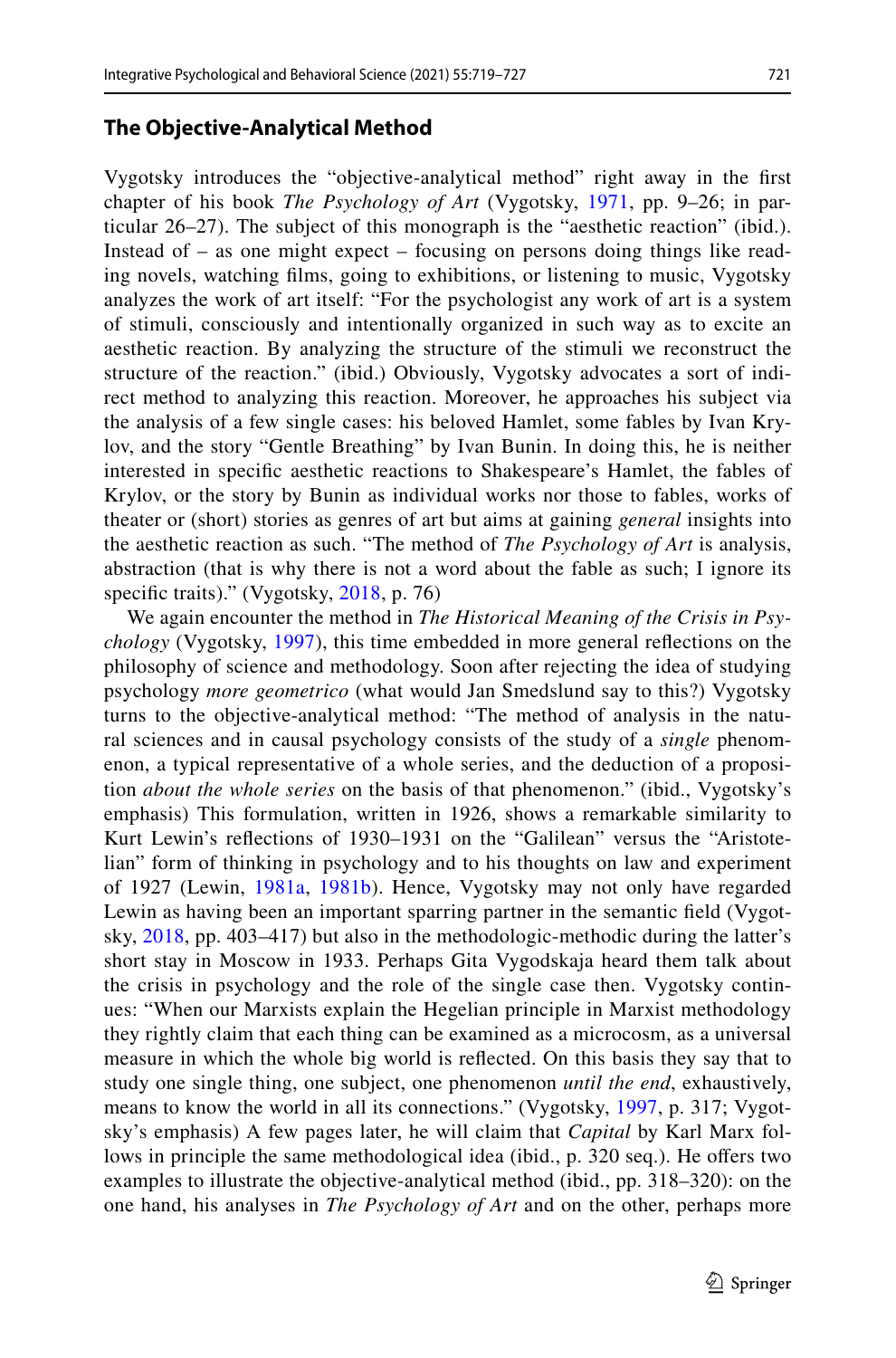## The Objective-Analytical Method

Vygotsky introduces the "objective-analytical method" right away in the first chapter of his book *The Psychology of Art* (Vygotsky, 1971, pp. 9–26; in particular 26–27). The subject of this monograph is the "aesthetic reaction" (ibid.). Instead of – as one might expect – focusing on persons doing things like reading novels, watching films, going to exhibitions, or listening to music, Vygotsky analyzes the work of art itself: "For the psychologist any work of art is a system of stimuli, consciously and intentionally organized in such way as to excite an aesthetic reaction. By analyzing the structure of the stimuli we reconstruct the structure of the reaction." (ibid.) Obviously, Vygotsky advocates a sort of indirect method to analyzing this reaction. Moreover, he approaches his subject via the analysis of a few single cases: his beloved Hamlet, some fables by Ivan Krylov, and the story "Gentle Breathing" by Ivan Bunin. In doing this, he is neither interested in specific aesthetic reactions to Shakespeare's Hamlet, the fables of Krylov, or the story by Bunin as individual works nor those to fables, works of theater or (short) stories as genres of art but aims at gaining *general* insights into the aesthetic reaction as such. "The method of *The Psychology of Art* is analysis, abstraction (that is why there is not a word about the fable as such; I ignore its specific traits)." (Vygotsky, 2018, p. 76)

We again encounter the method in *The Historical Meaning of the Crisis in Psychology* (Vygotsky, 1997), this time embedded in more general reflections on the philosophy of science and methodology. Soon after rejecting the idea of studying psychology *more geometrico* (what would Jan Smedslund say to this?) Vygotsky turns to the objective-analytical method: "The method of analysis in the natural sciences and in causal psychology consists of the study of a *single* phenomenon, a typical representative of a whole series, and the deduction of a proposition *about the whole series* on the basis of that phenomenon." (ibid., Vygotsky's emphasis) This formulation, written in 1926, shows a remarkable similarity to Kurt Lewin's reflections of 1930–1931 on the "Galilean" versus the "Aristotelian" form of thinking in psychology and to his thoughts on law and experiment of 1927 (Lewin, 1981a, 1981b). Hence, Vygotsky may not only have regarded Lewin as having been an important sparring partner in the semantic field (Vygotsky, 2018, pp. 403–417) but also in the methodologic-methodic during the latter's short stay in Moscow in 1933. Perhaps Gita Vygodskaja heard them talk about the crisis in psychology and the role of the single case then. Vygotsky continues: "When our Marxists explain the Hegelian principle in Marxist methodology they rightly claim that each thing can be examined as a microcosm, as a universal measure in which the whole big world is reflected. On this basis they say that to study one single thing, one subject, one phenomenon *until the end*, exhaustively, means to know the world in all its connections." (Vygotsky, 1997, p. 317; Vygotsky's emphasis) A few pages later, he will claim that *Capital* by Karl Marx follows in principle the same methodological idea (ibid., p. 320 seq.). He offers two examples to illustrate the objective-analytical method (ibid., pp. 318–320): on the one hand, his analyses in *The Psychology of Art* and on the other, perhaps more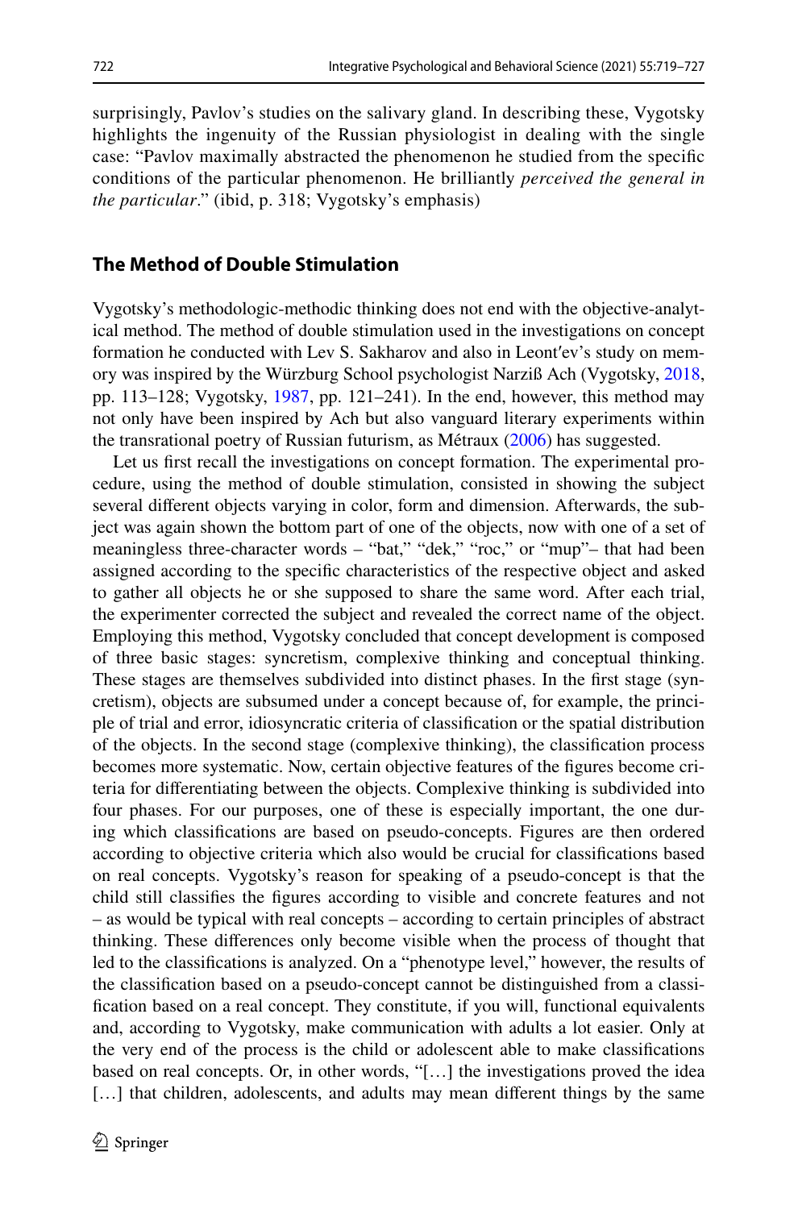surprisingly, Pavlov's studies on the salivary gland. In describing these, Vygotsky highlights the ingenuity of the Russian physiologist in dealing with the single case: "Pavlov maximally abstracted the phenomenon he studied from the specific conditions of the particular phenomenon. He brilliantly *perceived the general in the particular*." (ibid, p. 318; Vygotsky's emphasis)

## The Method of Double Stimulation

Vygotsky's methodologic-methodic thinking does not end with the objective-analytical method. The method of double stimulation used in the investigations on concept formation he conducted with Lev S. Sakharov and also in Leont′ev's study on memory was inspired by the Würzburg School psychologist Narziß Ach (Vygotsky, 2018, pp. 113–128; Vygotsky, 1987, pp. 121–241). In the end, however, this method may not only have been inspired by Ach but also vanguard literary experiments within the transrational poetry of Russian futurism, as Métraux (2006) has suggested.

Let us first recall the investigations on concept formation. The experimental procedure, using the method of double stimulation, consisted in showing the subject several different objects varying in color, form and dimension. Afterwards, the subject was again shown the bottom part of one of the objects, now with one of a set of meaningless three-character words – "bat," "dek," "roc," or "mup"– that had been assigned according to the specific characteristics of the respective object and asked to gather all objects he or she supposed to share the same word. After each trial, the experimenter corrected the subject and revealed the correct name of the object. Employing this method, Vygotsky concluded that concept development is composed of three basic stages: syncretism, complexive thinking and conceptual thinking. These stages are themselves subdivided into distinct phases. In the first stage (syncretism), objects are subsumed under a concept because of, for example, the principle of trial and error, idiosyncratic criteria of classification or the spatial distribution of the objects. In the second stage (complexive thinking), the classification process becomes more systematic. Now, certain objective features of the figures become criteria for differentiating between the objects. Complexive thinking is subdivided into four phases. For our purposes, one of these is especially important, the one during which classifications are based on pseudo-concepts. Figures are then ordered according to objective criteria which also would be crucial for classifications based on real concepts. Vygotsky's reason for speaking of a pseudo-concept is that the child still classifies the figures according to visible and concrete features and not – as would be typical with real concepts – according to certain principles of abstract thinking. These differences only become visible when the process of thought that led to the classifications is analyzed. On a "phenotype level," however, the results of the classification based on a pseudo-concept cannot be distinguished from a classification based on a real concept. They constitute, if you will, functional equivalents and, according to Vygotsky, make communication with adults a lot easier. Only at the very end of the process is the child or adolescent able to make classifications based on real concepts. Or, in other words, "[…] the investigations proved the idea […] that children, adolescents, and adults may mean different things by the same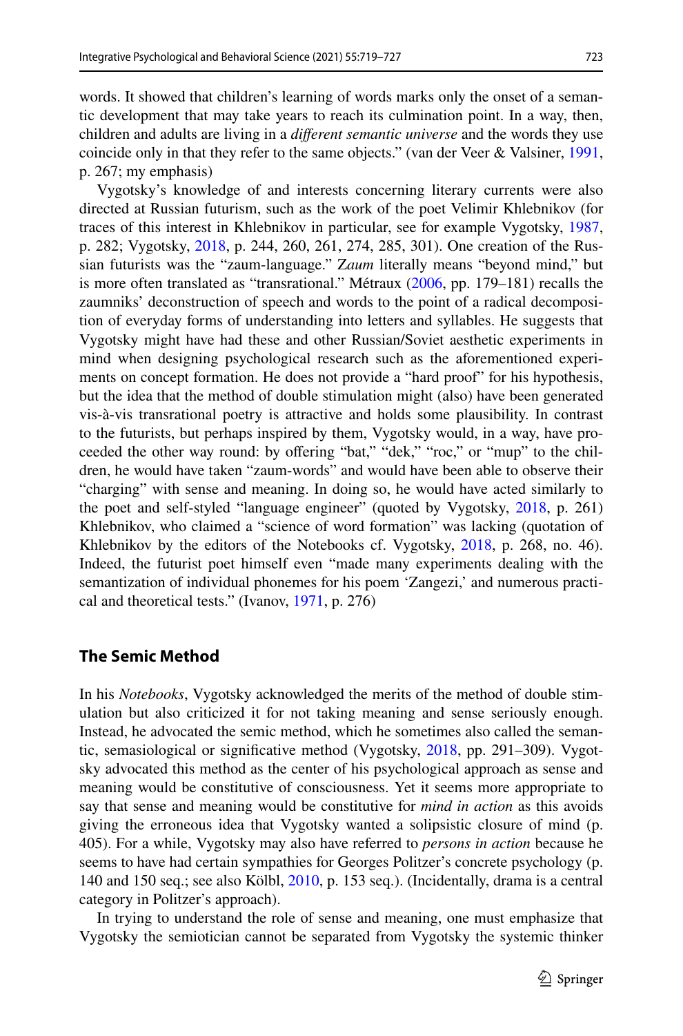words. It showed that children's learning of words marks only the onset of a semantic development that may take years to reach its culmination point. In a way, then, children and adults are living in a *different semantic universe* and the words they use coincide only in that they refer to the same objects." (van der Veer & Valsiner, 1991, p. 267; my emphasis)

Vygotsky's knowledge of and interests concerning literary currents were also directed at Russian futurism, such as the work of the poet Velimir Khlebnikov (for traces of this interest in Khlebnikov in particular, see for example Vygotsky, 1987, p. 282; Vygotsky, 2018, p. 244, 260, 261, 274, 285, 301). One creation of the Russian futurists was the "zaum-language." *Zaum* literally means "beyond mind," but is more often translated as "transrational." Métraux (2006, pp. 179–181) recalls the zaumniks' deconstruction of speech and words to the point of a radical decomposition of everyday forms of understanding into letters and syllables. He suggests that Vygotsky might have had these and other Russian/Soviet aesthetic experiments in mind when designing psychological research such as the aforementioned experiments on concept formation. He does not provide a "hard proof" for his hypothesis, but the idea that the method of double stimulation might (also) have been generated vis-à-vis transrational poetry is attractive and holds some plausibility. In contrast to the futurists, but perhaps inspired by them, Vygotsky would, in a way, have proceeded the other way round: by offering "bat," "dek," "roc," or "mup" to the children, he would have taken "zaum-words" and would have been able to observe their "charging" with sense and meaning. In doing so, he would have acted similarly to the poet and self-styled "language engineer" (quoted by Vygotsky, 2018, p. 261) Khlebnikov, who claimed a "science of word formation" was lacking (quotation of Khlebnikov by the editors of the Notebooks cf. Vygotsky, 2018, p. 268, no. 46). Indeed, the futurist poet himself even "made many experiments dealing with the semantization of individual phonemes for his poem 'Zangezi,' and numerous practical and theoretical tests." (Ivanov, 1971, p. 276)

## The Semic Method

In his *Notebooks*, Vygotsky acknowledged the merits of the method of double stimulation but also criticized it for not taking meaning and sense seriously enough. Instead, he advocated the semic method, which he sometimes also called the semantic, semasiological or significative method (Vygotsky, 2018, pp. 291–309). Vygotsky advocated this method as the center of his psychological approach as sense and meaning would be constitutive of consciousness. Yet it seems more appropriate to say that sense and meaning would be constitutive for *mind in action* as this avoids giving the erroneous idea that Vygotsky wanted a solipsistic closure of mind (p. 405). For a while, Vygotsky may also have referred to *persons in action* because he seems to have had certain sympathies for Georges Politzer's concrete psychology (p. 140 and 150 seq.; see also Kölbl, 2010, p. 153 seq.). (Incidentally, drama is a central category in Politzer's approach).

In trying to understand the role of sense and meaning, one must emphasize that Vygotsky the semiotician cannot be separated from Vygotsky the systemic thinker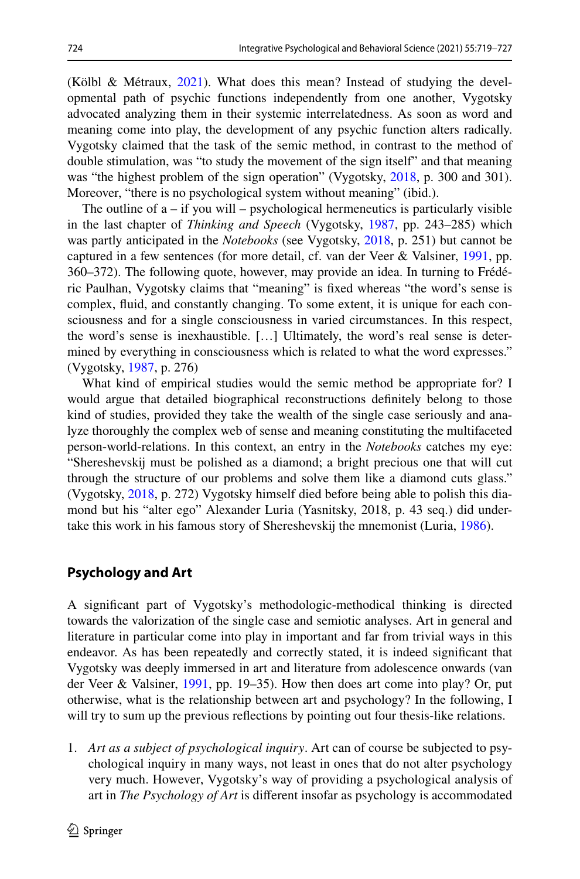(Kölbl & Métraux, 2021). What does this mean? Instead of studying the developmental path of psychic functions independently from one another, Vygotsky advocated analyzing them in their systemic interrelatedness. As soon as word and meaning come into play, the development of any psychic function alters radically. Vygotsky claimed that the task of the semic method, in contrast to the method of double stimulation, was "to study the movement of the sign itself" and that meaning was "the highest problem of the sign operation" (Vygotsky, 2018, p. 300 and 301). Moreover, "there is no psychological system without meaning" (ibid.).

The outline of a – if you will – psychological hermeneutics is particularly visible in the last chapter of *Thinking and Speech* (Vygotsky, 1987, pp. 243–285) which was partly anticipated in the *Notebooks* (see Vygotsky, 2018, p. 251) but cannot be captured in a few sentences (for more detail, cf. van der Veer & Valsiner, 1991, pp. 360–372). The following quote, however, may provide an idea. In turning to Frédéric Paulhan, Vygotsky claims that "meaning" is fixed whereas "the word's sense is complex, fluid, and constantly changing. To some extent, it is unique for each consciousness and for a single consciousness in varied circumstances. In this respect, the word's sense is inexhaustible. […] Ultimately, the word's real sense is determined by everything in consciousness which is related to what the word expresses." (Vygotsky, 1987, p. 276)

What kind of empirical studies would the semic method be appropriate for? I would argue that detailed biographical reconstructions definitely belong to those kind of studies, provided they take the wealth of the single case seriously and analyze thoroughly the complex web of sense and meaning constituting the multifaceted person-world-relations. In this context, an entry in the *Notebooks* catches my eye: "Shereshevskij must be polished as a diamond; a bright precious one that will cut through the structure of our problems and solve them like a diamond cuts glass." (Vygotsky, 2018, p. 272) Vygotsky himself died before being able to polish this diamond but his "alter ego" Alexander Luria (Yasnitsky, 2018, p. 43 seq.) did undertake this work in his famous story of Shereshevskij the mnemonist (Luria, 1986).

## Psychology and Art

A significant part of Vygotsky's methodologic-methodical thinking is directed towards the valorization of the single case and semiotic analyses. Art in general and literature in particular come into play in important and far from trivial ways in this endeavor. As has been repeatedly and correctly stated, it is indeed significant that Vygotsky was deeply immersed in art and literature from adolescence onwards (van der Veer & Valsiner, 1991, pp. 19–35). How then does art come into play? Or, put otherwise, what is the relationship between art and psychology? In the following, I will try to sum up the previous reflections by pointing out four thesis-like relations.

1. *Art as a subject of psychological inquiry*. Art can of course be subjected to psychological inquiry in many ways, not least in ones that do not alter psychology very much. However, Vygotsky's way of providing a psychological analysis of art in *The Psychology of Art* is different insofar as psychology is accommodated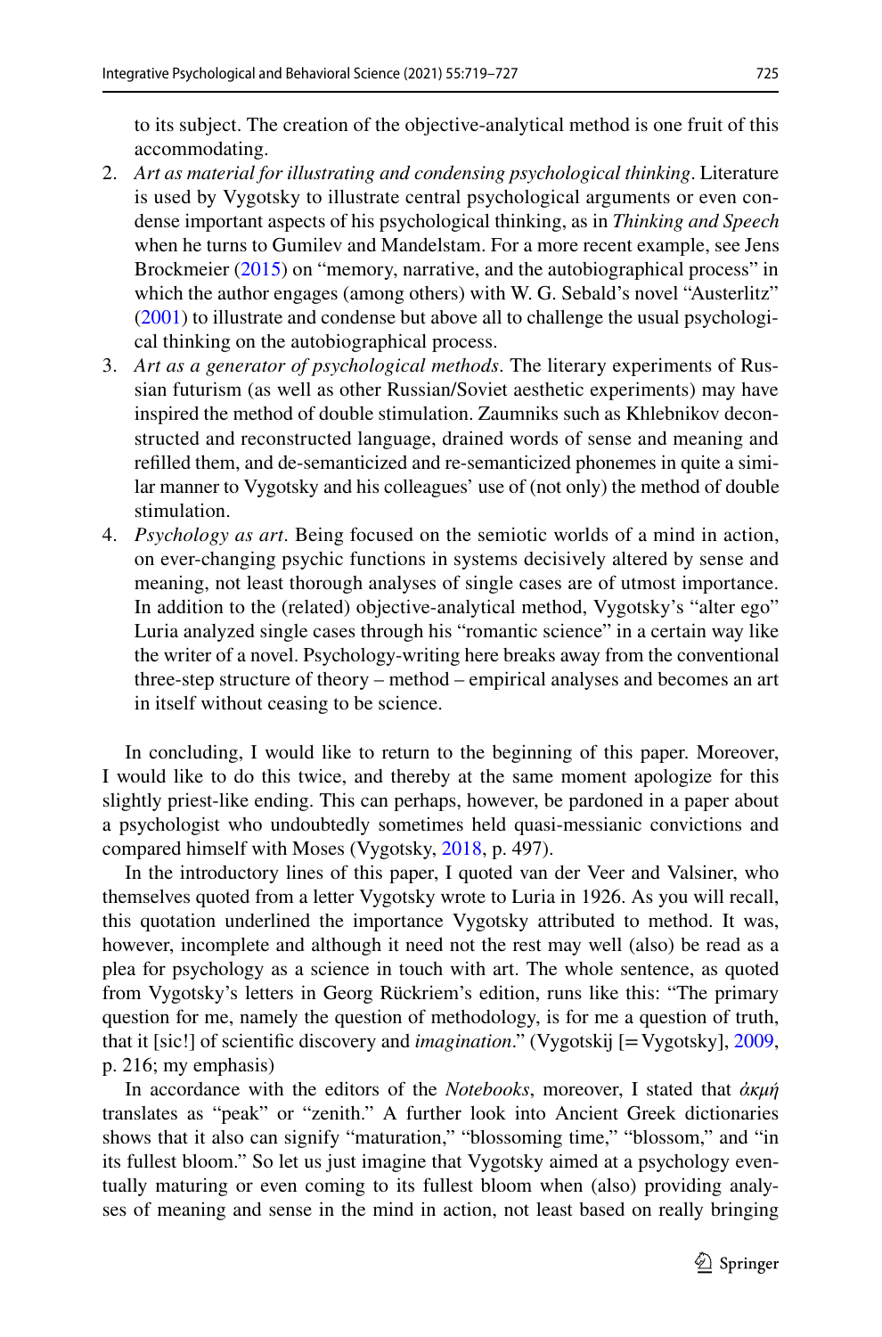to its subject. The creation of the objective-analytical method is one fruit of this accommodating.

2. *Art as material for illustrating and condensing psychological thinking*. Literature is used by Vygotsky to illustrate central psychological arguments or even condense important aspects of his psychological thinking, as in *Thinking and Speech* when he turns to Gumilev and Mandelstam. For a more recent example, see Jens Brockmeier (2015) on "memory, narrative, and the autobiographical process" in which the author engages (among others) with W. G. Sebald's novel "Austerlitz" (2001) to illustrate and condense but above all to challenge the usual psychological thinking on the autobiographical process.
3. *Art as a generator of psychological methods*. The literary experiments of Russian futurism (as well as other Russian/Soviet aesthetic experiments) may have inspired the method of double stimulation. Zaumniks such as Khlebnikov deconstructed and reconstructed language, drained words of sense and meaning and refilled them, and de-semanticized and re-semanticized phonemes in quite a similar manner to Vygotsky and his colleagues' use of (not only) the method of double stimulation.
4. *Psychology as art*. Being focused on the semiotic worlds of a mind in action, on ever-changing psychic functions in systems decisively altered by sense and meaning, not least thorough analyses of single cases are of utmost importance. In addition to the (related) objective-analytical method, Vygotsky's "alter ego" Luria analyzed single cases through his "romantic science" in a certain way like the writer of a novel. Psychology-writing here breaks away from the conventional three-step structure of theory – method – empirical analyses and becomes an art in itself without ceasing to be science.

In concluding, I would like to return to the beginning of this paper. Moreover, I would like to do this twice, and thereby at the same moment apologize for this slightly priest-like ending. This can perhaps, however, be pardoned in a paper about a psychologist who undoubtedly sometimes held quasi-messianic convictions and compared himself with Moses (Vygotsky, 2018, p. 497).

In the introductory lines of this paper, I quoted van der Veer and Valsiner, who themselves quoted from a letter Vygotsky wrote to Luria in 1926. As you will recall, this quotation underlined the importance Vygotsky attributed to method. It was, however, incomplete and although it need not the rest may well (also) be read as a plea for psychology as a science in touch with art. The whole sentence, as quoted from Vygotsky's letters in Georg Rückriem's edition, runs like this: "The primary question for me, namely the question of methodology, is for me a question of truth, that it [sic!] of scientific discovery and *imagination*." (Vygotskij [= Vygotsky], 2009, p. 216; my emphasis)

In accordance with the editors of the *Notebooks*, moreover, I stated that *ἀκμή* translates as "peak" or "zenith." A further look into Ancient Greek dictionaries shows that it also can signify "maturation," "blossoming time," "blossom," and "in its fullest bloom." So let us just imagine that Vygotsky aimed at a psychology eventually maturing or even coming to its fullest bloom when (also) providing analyses of meaning and sense in the mind in action, not least based on really bringing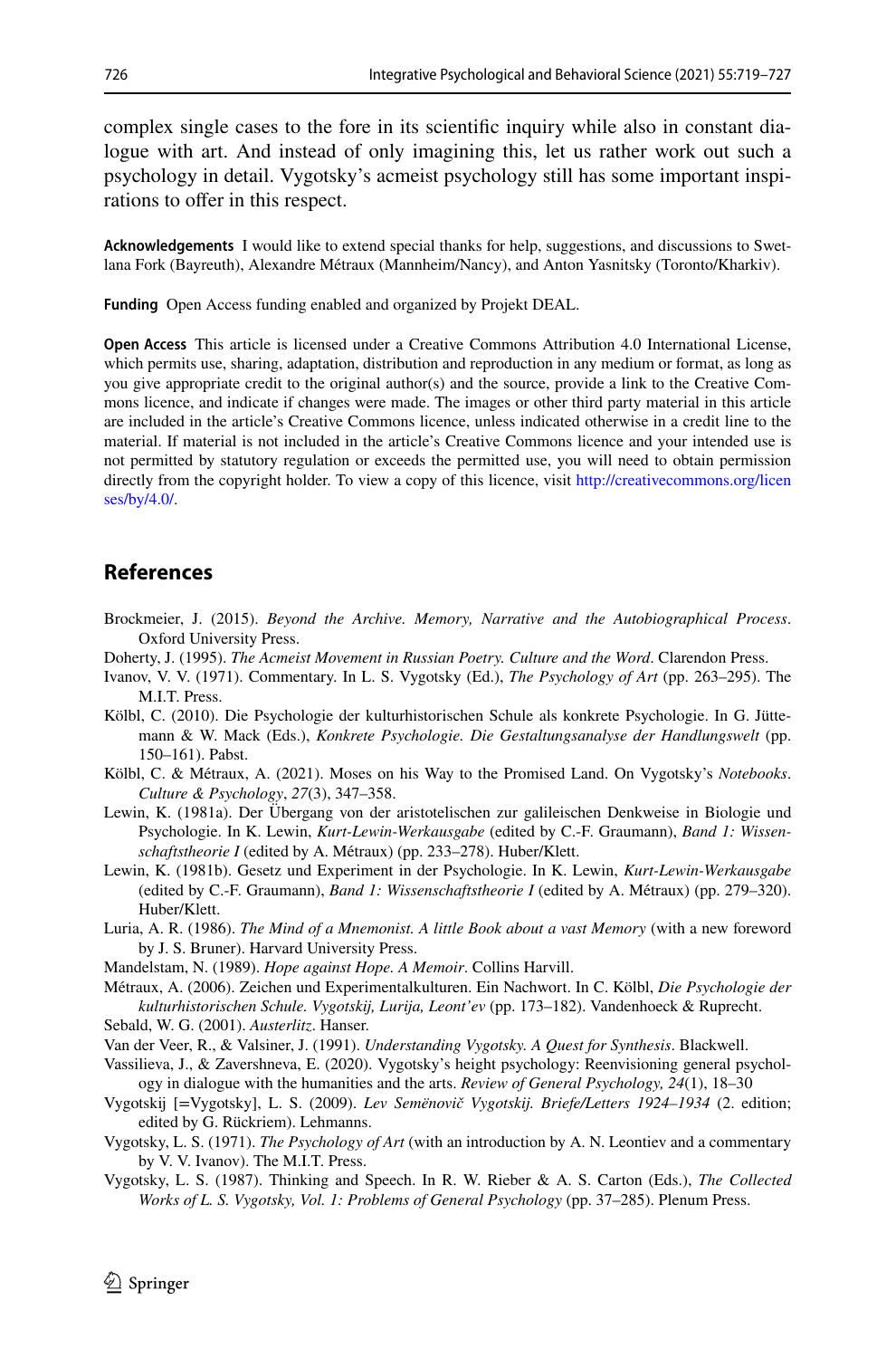complex single cases to the fore in its scientific inquiry while also in constant dialogue with art. And instead of only imagining this, let us rather work out such a psychology in detail. Vygotsky's acmeist psychology still has some important inspirations to offer in this respect.

**Acknowledgements** I would like to extend special thanks for help, suggestions, and discussions to Swetlana Fork (Bayreuth), Alexandre Métraux (Mannheim/Nancy), and Anton Yasnitsky (Toronto/Kharkiv).

**Funding** Open Access funding enabled and organized by Projekt DEAL.

**Open Access** This article is licensed under a Creative Commons Attribution 4.0 International License, which permits use, sharing, adaptation, distribution and reproduction in any medium or format, as long as you give appropriate credit to the original author(s) and the source, provide a link to the Creative Commons licence, and indicate if changes were made. The images or other third party material in this article are included in the article's Creative Commons licence, unless indicated otherwise in a credit line to the material. If material is not included in the article's Creative Commons licence and your intended use is not permitted by statutory regulation or exceeds the permitted use, you will need to obtain permission directly from the copyright holder. To view a copy of this licence, visit http://creativecommons.org/licenses/by/4.0/.

## References

Brockmeier, J. (2015). *Beyond the Archive. Memory, Narrative and the Autobiographical Process*. Oxford University Press.

Doherty, J. (1995). *The Acmeist Movement in Russian Poetry. Culture and the Word*. Clarendon Press.

Ivanov, V. V. (1971). Commentary. In L. S. Vygotsky (Ed.), *The Psychology of Art* (pp. 263–295). The M.I.T. Press.

Kölbl, C. (2010). Die Psychologie der kulturhistorischen Schule als konkrete Psychologie. In G. Jüttemann & W. Mack (Eds.), *Konkrete Psychologie. Die Gestaltungsanalyse der Handlungswelt* (pp. 150–161). Pabst.

Kölbl, C. & Métraux, A. (2021). Moses on his Way to the Promised Land. On Vygotsky's *Notebooks*. *Culture & Psychology*, *27*(3), 347–358.

Lewin, K. (1981a). Der Übergang von der aristotelischen zur galileischen Denkweise in Biologie und Psychologie. In K. Lewin, *Kurt-Lewin-Werkausgabe* (edited by C.-F. Graumann), *Band 1: Wissenschaftstheorie I* (edited by A. Métraux) (pp. 233–278). Huber/Klett.

Lewin, K. (1981b). Gesetz und Experiment in der Psychologie. In K. Lewin, *Kurt-Lewin-Werkausgabe* (edited by C.-F. Graumann), *Band 1: Wissenschaftstheorie I* (edited by A. Métraux) (pp. 279–320). Huber/Klett.

Luria, A. R. (1986). *The Mind of a Mnemonist. A little Book about a vast Memory* (with a new foreword by J. S. Bruner). Harvard University Press.

Mandelstam, N. (1989). *Hope against Hope. A Memoir*. Collins Harvill.

Métraux, A. (2006). Zeichen und Experimentalkulturen. Ein Nachwort. In C. Kölbl, *Die Psychologie der kulturhistorischen Schule. Vygotskij, Lurija, Leont'ev* (pp. 173–182). Vandenhoeck & Ruprecht.

Sebald, W. G. (2001). *Austerlitz*. Hanser.

Van der Veer, R., & Valsiner, J. (1991). *Understanding Vygotsky. A Quest for Synthesis*. Blackwell.

Vassilieva, J., & Zavershneva, E. (2020). Vygotsky's height psychology: Reenvisioning general psychology in dialogue with the humanities and the arts. *Review of General Psychology, 24*(1), 18–30

Vygotskij [=Vygotsky], L. S. (2009). *Lev Semënovič Vygotskij. Briefe/Letters 1924–1934* (2. edition; edited by G. Rückriem). Lehmanns.

Vygotsky, L. S. (1971). *The Psychology of Art* (with an introduction by A. N. Leontiev and a commentary by V. V. Ivanov). The M.I.T. Press.

Vygotsky, L. S. (1987). Thinking and Speech. In R. W. Rieber & A. S. Carton (Eds.), *The Collected Works of L. S. Vygotsky, Vol. 1: Problems of General Psychology* (pp. 37–285). Plenum Press.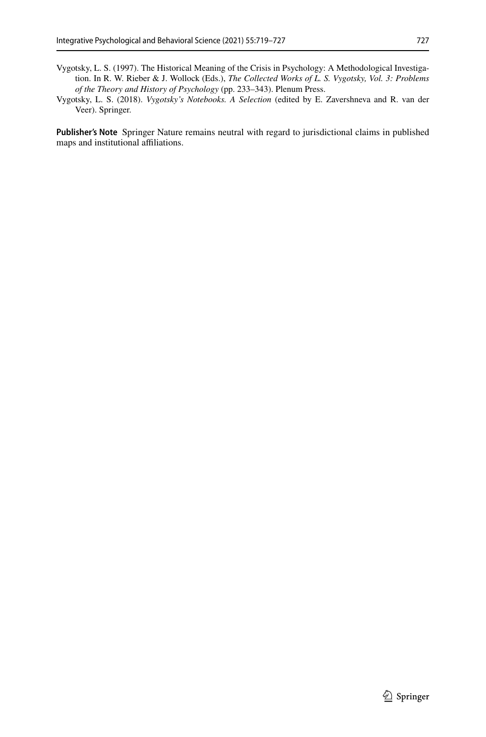Vygotsky, L. S. (1997). The Historical Meaning of the Crisis in Psychology: A Methodological Investigation. In R. W. Rieber & J. Wollock (Eds.), *The Collected Works of L. S. Vygotsky, Vol. 3: Problems of the Theory and History of Psychology* (pp. 233–343). Plenum Press.

Vygotsky, L. S. (2018). *Vygotsky's Notebooks. A Selection* (edited by E. Zavershneva and R. van der Veer). Springer.

**Publisher's Note** Springer Nature remains neutral with regard to jurisdictional claims in published maps and institutional affiliations.